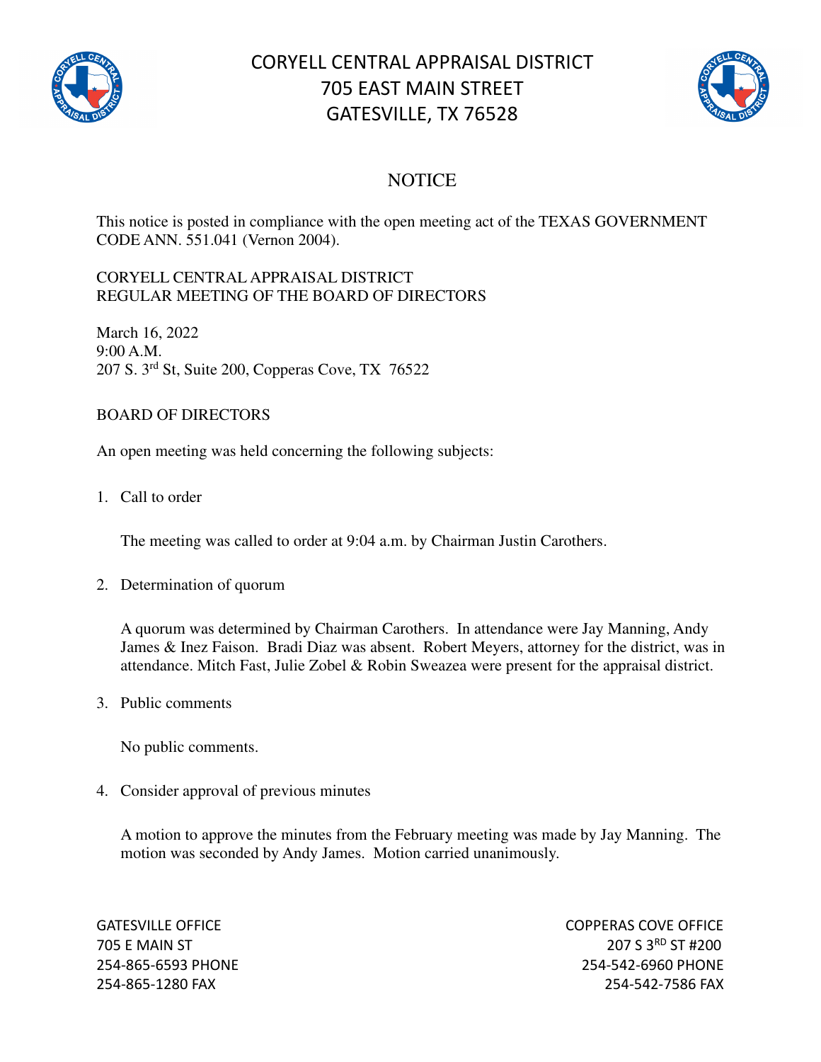# CORYELL CENTRAL APPRAISAL DISTRICT
# 705 EAST MAIN STREET
# GATESVILLE, TX 76528

## NOTICE

This notice is posted in compliance with the open meeting act of the TEXAS GOVERNMENT CODE ANN. 551.041 (Vernon 2004).

CORYELL CENTRAL APPRAISAL DISTRICT
REGULAR MEETING OF THE BOARD OF DIRECTORS

March 16, 2022
9:00 A.M.
207 S. 3rd St, Suite 200, Copperas Cove, TX 76522

BOARD OF DIRECTORS

An open meeting was held concerning the following subjects:

1. Call to order

   The meeting was called to order at 9:04 a.m. by Chairman Justin Carothers.

2. Determination of quorum

   A quorum was determined by Chairman Carothers. In attendance were Jay Manning, Andy James & Inez Faison. Bradi Diaz was absent. Robert Meyers, attorney for the district, was in attendance. Mitch Fast, Julie Zobel & Robin Sweazea were present for the appraisal district.

3. Public comments

   No public comments.

4. Consider approval of previous minutes

   A motion to approve the minutes from the February meeting was made by Jay Manning. The motion was seconded by Andy James. Motion carried unanimously.

GATESVILLE OFFICE
705 E MAIN ST
254-865-6593 PHONE
254-865-1280 FAX

COPPERAS COVE OFFICE
207 S 3RD ST #200
254-542-6960 PHONE
254-542-7586 FAX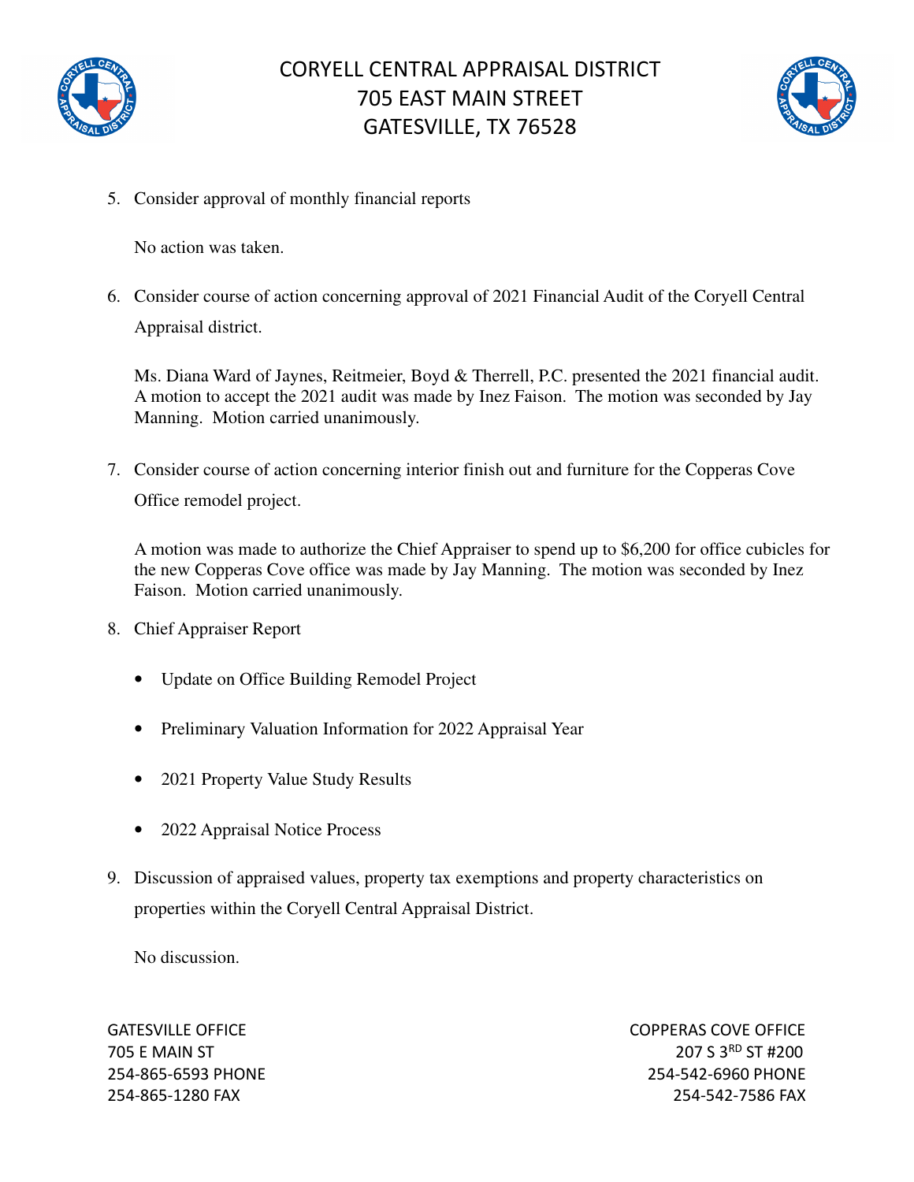5. Consider approval of monthly financial reports

   No action was taken.

6. Consider course of action concerning approval of 2021 Financial Audit of the Coryell Central Appraisal district.

   Ms. Diana Ward of Jaynes, Reitmeier, Boyd & Therrell, P.C. presented the 2021 financial audit. A motion to accept the 2021 audit was made by Inez Faison. The motion was seconded by Jay Manning. Motion carried unanimously.

7. Consider course of action concerning interior finish out and furniture for the Copperas Cove Office remodel project.

   A motion was made to authorize the Chief Appraiser to spend up to $6,200 for office cubicles for the new Copperas Cove office was made by Jay Manning. The motion was seconded by Inez Faison. Motion carried unanimously.

8. Chief Appraiser Report

   - Update on Office Building Remodel Project
   - Preliminary Valuation Information for 2022 Appraisal Year
   - 2021 Property Value Study Results
   - 2022 Appraisal Notice Process

9. Discussion of appraised values, property tax exemptions and property characteristics on properties within the Coryell Central Appraisal District.

   No discussion.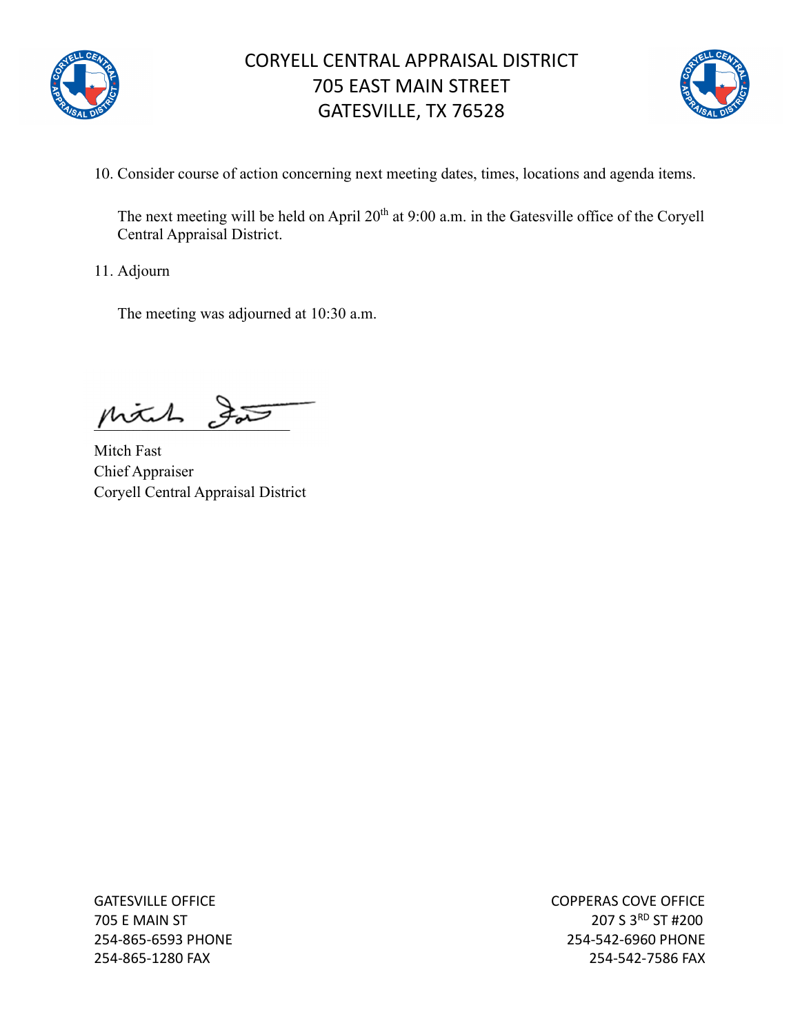10. Consider course of action concerning next meeting dates, times, locations and agenda items.

    The next meeting will be held on April 20th at 9:00 a.m. in the Gatesville office of the Coryell Central Appraisal District.

11. Adjourn

    The meeting was adjourned at 10:30 a.m.

Mitch Fast
Chief Appraiser
Coryell Central Appraisal District